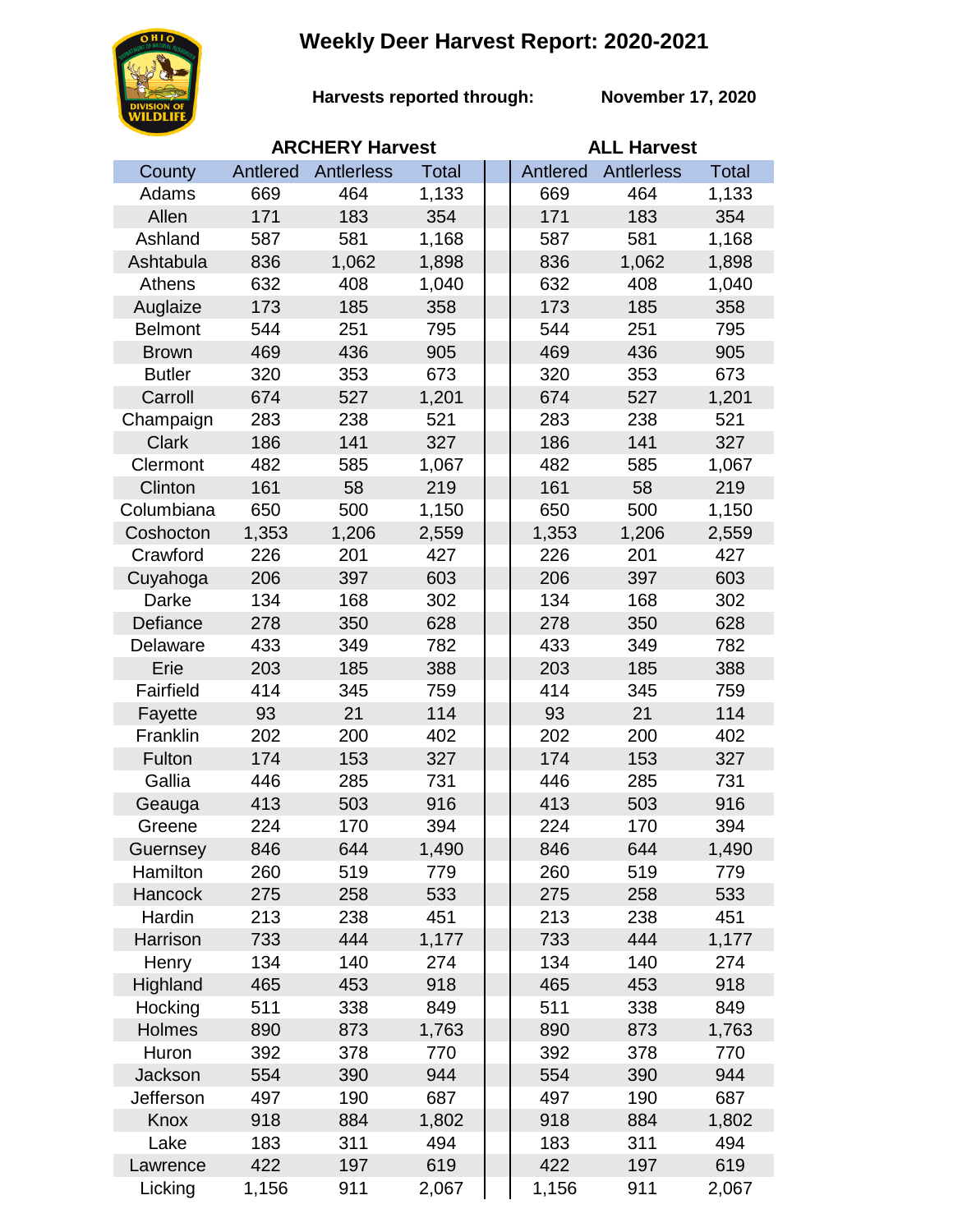# Weekly Deer Harvest Report: 2020-2021

**Harvests reported through:** November 17, 2020

| County | ARCHERY Harvest | | | ALL Harvest | | |
|---|---|---|---|---|---|---|
| | Antlered | Antlerless | Total | Antlered | Antlerless | Total |
| Adams | 669 | 464 | 1,133 | 669 | 464 | 1,133 |
| Allen | 171 | 183 | 354 | 171 | 183 | 354 |
| Ashland | 587 | 581 | 1,168 | 587 | 581 | 1,168 |
| Ashtabula | 836 | 1,062 | 1,898 | 836 | 1,062 | 1,898 |
| Athens | 632 | 408 | 1,040 | 632 | 408 | 1,040 |
| Auglaize | 173 | 185 | 358 | 173 | 185 | 358 |
| Belmont | 544 | 251 | 795 | 544 | 251 | 795 |
| Brown | 469 | 436 | 905 | 469 | 436 | 905 |
| Butler | 320 | 353 | 673 | 320 | 353 | 673 |
| Carroll | 674 | 527 | 1,201 | 674 | 527 | 1,201 |
| Champaign | 283 | 238 | 521 | 283 | 238 | 521 |
| Clark | 186 | 141 | 327 | 186 | 141 | 327 |
| Clermont | 482 | 585 | 1,067 | 482 | 585 | 1,067 |
| Clinton | 161 | 58 | 219 | 161 | 58 | 219 |
| Columbiana | 650 | 500 | 1,150 | 650 | 500 | 1,150 |
| Coshocton | 1,353 | 1,206 | 2,559 | 1,353 | 1,206 | 2,559 |
| Crawford | 226 | 201 | 427 | 226 | 201 | 427 |
| Cuyahoga | 206 | 397 | 603 | 206 | 397 | 603 |
| Darke | 134 | 168 | 302 | 134 | 168 | 302 |
| Defiance | 278 | 350 | 628 | 278 | 350 | 628 |
| Delaware | 433 | 349 | 782 | 433 | 349 | 782 |
| Erie | 203 | 185 | 388 | 203 | 185 | 388 |
| Fairfield | 414 | 345 | 759 | 414 | 345 | 759 |
| Fayette | 93 | 21 | 114 | 93 | 21 | 114 |
| Franklin | 202 | 200 | 402 | 202 | 200 | 402 |
| Fulton | 174 | 153 | 327 | 174 | 153 | 327 |
| Gallia | 446 | 285 | 731 | 446 | 285 | 731 |
| Geauga | 413 | 503 | 916 | 413 | 503 | 916 |
| Greene | 224 | 170 | 394 | 224 | 170 | 394 |
| Guernsey | 846 | 644 | 1,490 | 846 | 644 | 1,490 |
| Hamilton | 260 | 519 | 779 | 260 | 519 | 779 |
| Hancock | 275 | 258 | 533 | 275 | 258 | 533 |
| Hardin | 213 | 238 | 451 | 213 | 238 | 451 |
| Harrison | 733 | 444 | 1,177 | 733 | 444 | 1,177 |
| Henry | 134 | 140 | 274 | 134 | 140 | 274 |
| Highland | 465 | 453 | 918 | 465 | 453 | 918 |
| Hocking | 511 | 338 | 849 | 511 | 338 | 849 |
| Holmes | 890 | 873 | 1,763 | 890 | 873 | 1,763 |
| Huron | 392 | 378 | 770 | 392 | 378 | 770 |
| Jackson | 554 | 390 | 944 | 554 | 390 | 944 |
| Jefferson | 497 | 190 | 687 | 497 | 190 | 687 |
| Knox | 918 | 884 | 1,802 | 918 | 884 | 1,802 |
| Lake | 183 | 311 | 494 | 183 | 311 | 494 |
| Lawrence | 422 | 197 | 619 | 422 | 197 | 619 |
| Licking | 1,156 | 911 | 2,067 | 1,156 | 911 | 2,067 |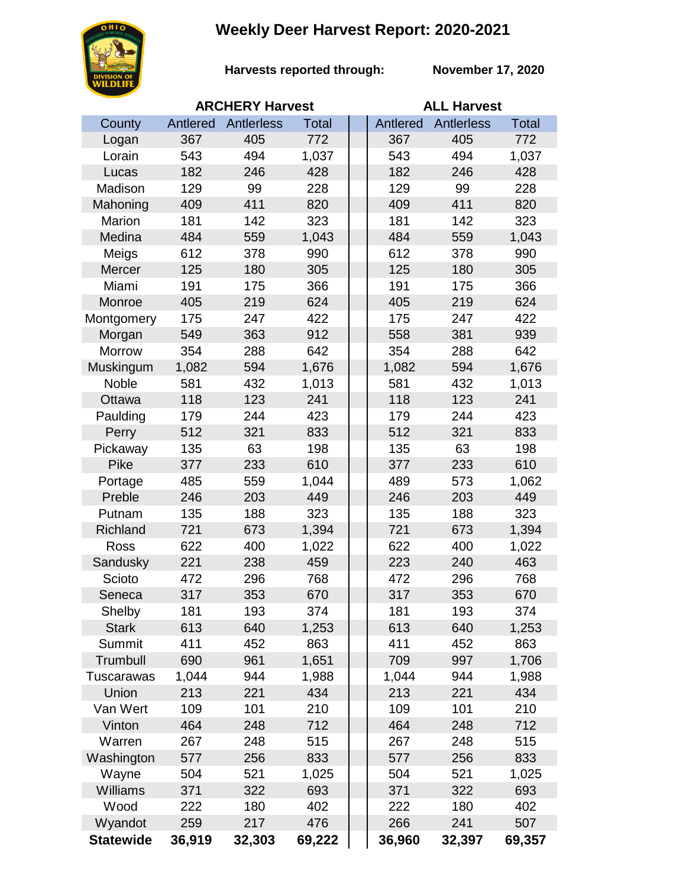# Weekly Deer Harvest Report: 2020-2021

**Harvests reported through:** **November 17, 2020**

| County | ARCHERY Harvest | | | ALL Harvest | | |
|---|---|---|---|---|---|---|
| | Antlered | Antlerless | Total | Antlered | Antlerless | Total |
| Logan | 367 | 405 | 772 | 367 | 405 | 772 |
| Lorain | 543 | 494 | 1,037 | 543 | 494 | 1,037 |
| Lucas | 182 | 246 | 428 | 182 | 246 | 428 |
| Madison | 129 | 99 | 228 | 129 | 99 | 228 |
| Mahoning | 409 | 411 | 820 | 409 | 411 | 820 |
| Marion | 181 | 142 | 323 | 181 | 142 | 323 |
| Medina | 484 | 559 | 1,043 | 484 | 559 | 1,043 |
| Meigs | 612 | 378 | 990 | 612 | 378 | 990 |
| Mercer | 125 | 180 | 305 | 125 | 180 | 305 |
| Miami | 191 | 175 | 366 | 191 | 175 | 366 |
| Monroe | 405 | 219 | 624 | 405 | 219 | 624 |
| Montgomery | 175 | 247 | 422 | 175 | 247 | 422 |
| Morgan | 549 | 363 | 912 | 558 | 381 | 939 |
| Morrow | 354 | 288 | 642 | 354 | 288 | 642 |
| Muskingum | 1,082 | 594 | 1,676 | 1,082 | 594 | 1,676 |
| Noble | 581 | 432 | 1,013 | 581 | 432 | 1,013 |
| Ottawa | 118 | 123 | 241 | 118 | 123 | 241 |
| Paulding | 179 | 244 | 423 | 179 | 244 | 423 |
| Perry | 512 | 321 | 833 | 512 | 321 | 833 |
| Pickaway | 135 | 63 | 198 | 135 | 63 | 198 |
| Pike | 377 | 233 | 610 | 377 | 233 | 610 |
| Portage | 485 | 559 | 1,044 | 489 | 573 | 1,062 |
| Preble | 246 | 203 | 449 | 246 | 203 | 449 |
| Putnam | 135 | 188 | 323 | 135 | 188 | 323 |
| Richland | 721 | 673 | 1,394 | 721 | 673 | 1,394 |
| Ross | 622 | 400 | 1,022 | 622 | 400 | 1,022 |
| Sandusky | 221 | 238 | 459 | 223 | 240 | 463 |
| Scioto | 472 | 296 | 768 | 472 | 296 | 768 |
| Seneca | 317 | 353 | 670 | 317 | 353 | 670 |
| Shelby | 181 | 193 | 374 | 181 | 193 | 374 |
| Stark | 613 | 640 | 1,253 | 613 | 640 | 1,253 |
| Summit | 411 | 452 | 863 | 411 | 452 | 863 |
| Trumbull | 690 | 961 | 1,651 | 709 | 997 | 1,706 |
| Tuscarawas | 1,044 | 944 | 1,988 | 1,044 | 944 | 1,988 |
| Union | 213 | 221 | 434 | 213 | 221 | 434 |
| Van Wert | 109 | 101 | 210 | 109 | 101 | 210 |
| Vinton | 464 | 248 | 712 | 464 | 248 | 712 |
| Warren | 267 | 248 | 515 | 267 | 248 | 515 |
| Washington | 577 | 256 | 833 | 577 | 256 | 833 |
| Wayne | 504 | 521 | 1,025 | 504 | 521 | 1,025 |
| Williams | 371 | 322 | 693 | 371 | 322 | 693 |
| Wood | 222 | 180 | 402 | 222 | 180 | 402 |
| Wyandot | 259 | 217 | 476 | 266 | 241 | 507 |
| **Statewide** | **36,919** | **32,303** | **69,222** | **36,960** | **32,397** | **69,357** |